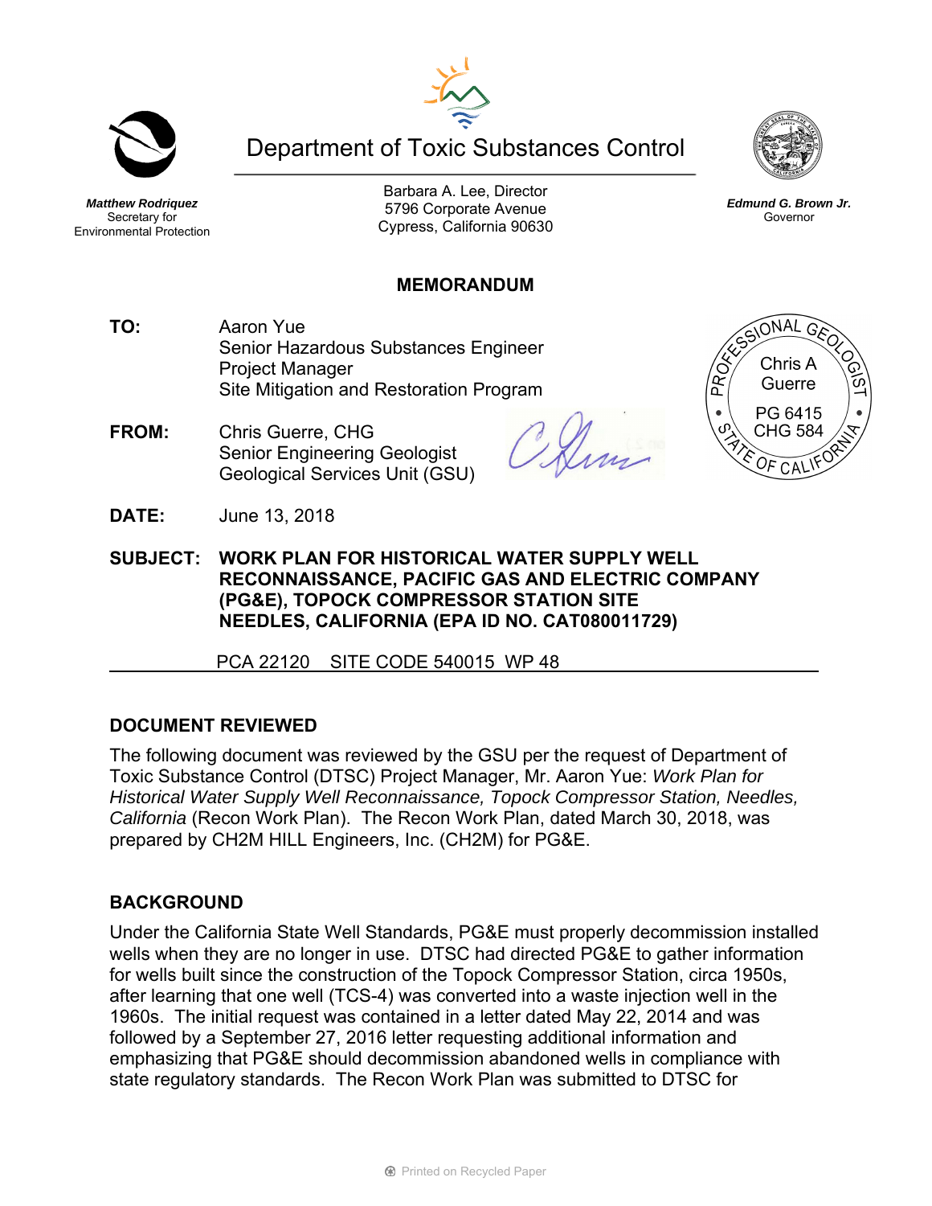Department of Toxic Substances Control

**_Matthew Rodriquez_**
Secretary for
Environmental Protection

Barbara A. Lee, Director
5796 Corporate Avenue
Cypress, California 90630

**_Edmund G. Brown Jr._**
Governor

## MEMORANDUM

**TO:** Aaron Yue
Senior Hazardous Substances Engineer
Project Manager
Site Mitigation and Restoration Program

**FROM:** Chris Guerre, CHG
Senior Engineering Geologist
Geological Services Unit (GSU)

PROFESSIONAL GEOLOGIST
Chris A Guerre
PG 6415
CHG 584
STATE OF CALIFORNIA

**DATE:** June 13, 2018

**SUBJECT: WORK PLAN FOR HISTORICAL WATER SUPPLY WELL RECONNAISSANCE, PACIFIC GAS AND ELECTRIC COMPANY (PG&E), TOPOCK COMPRESSOR STATION SITE NEEDLES, CALIFORNIA (EPA ID NO. CAT080011729)**

PCA 22120 SITE CODE 540015 WP 48

## DOCUMENT REVIEWED

The following document was reviewed by the GSU per the request of Department of Toxic Substance Control (DTSC) Project Manager, Mr. Aaron Yue: *Work Plan for Historical Water Supply Well Reconnaissance, Topock Compressor Station, Needles, California* (Recon Work Plan). The Recon Work Plan, dated March 30, 2018, was prepared by CH2M HILL Engineers, Inc. (CH2M) for PG&E.

## BACKGROUND

Under the California State Well Standards, PG&E must properly decommission installed wells when they are no longer in use. DTSC had directed PG&E to gather information for wells built since the construction of the Topock Compressor Station, circa 1950s, after learning that one well (TCS-4) was converted into a waste injection well in the 1960s. The initial request was contained in a letter dated May 22, 2014 and was followed by a September 27, 2016 letter requesting additional information and emphasizing that PG&E should decommission abandoned wells in compliance with state regulatory standards. The Recon Work Plan was submitted to DTSC for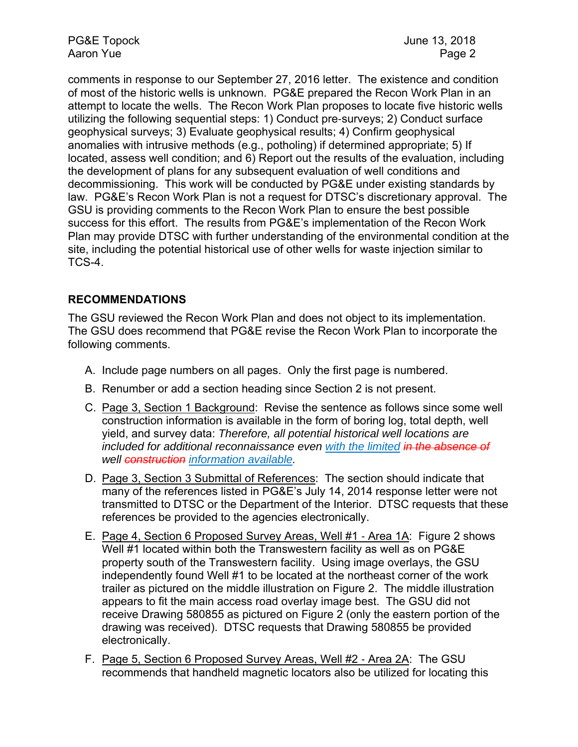comments in response to our September 27, 2016 letter. The existence and condition of most of the historic wells is unknown. PG&E prepared the Recon Work Plan in an attempt to locate the wells. The Recon Work Plan proposes to locate five historic wells utilizing the following sequential steps: 1) Conduct pre-surveys; 2) Conduct surface geophysical surveys; 3) Evaluate geophysical results; 4) Confirm geophysical anomalies with intrusive methods (e.g., potholing) if determined appropriate; 5) If located, assess well condition; and 6) Report out the results of the evaluation, including the development of plans for any subsequent evaluation of well conditions and decommissioning. This work will be conducted by PG&E under existing standards by law. PG&E's Recon Work Plan is not a request for DTSC's discretionary approval. The GSU is providing comments to the Recon Work Plan to ensure the best possible success for this effort. The results from PG&E's implementation of the Recon Work Plan may provide DTSC with further understanding of the environmental condition at the site, including the potential historical use of other wells for waste injection similar to TCS-4.

## RECOMMENDATIONS

The GSU reviewed the Recon Work Plan and does not object to its implementation. The GSU does recommend that PG&E revise the Recon Work Plan to incorporate the following comments.

A. Include page numbers on all pages. Only the first page is numbered.

B. Renumber or add a section heading since Section 2 is not present.

C. <u>Page 3, Section 1 Background</u>: Revise the sentence as follows since some well construction information is available in the form of boring log, total depth, well yield, and survey data: *Therefore, all potential historical well locations are included for additional reconnaissance even <u>with the limited</u> ~~in the absence of~~ well ~~construction~~ <u>information available</u>.*

D. <u>Page 3, Section 3 Submittal of References</u>: The section should indicate that many of the references listed in PG&E's July 14, 2014 response letter were not transmitted to DTSC or the Department of the Interior. DTSC requests that these references be provided to the agencies electronically.

E. <u>Page 4, Section 6 Proposed Survey Areas, Well #1 - Area 1A</u>: Figure 2 shows Well #1 located within both the Transwestern facility as well as on PG&E property south of the Transwestern facility. Using image overlays, the GSU independently found Well #1 to be located at the northeast corner of the work trailer as pictured on the middle illustration on Figure 2. The middle illustration appears to fit the main access road overlay image best. The GSU did not receive Drawing 580855 as pictured on Figure 2 (only the eastern portion of the drawing was received). DTSC requests that Drawing 580855 be provided electronically.

F. <u>Page 5, Section 6 Proposed Survey Areas, Well #2 - Area 2A</u>: The GSU recommends that handheld magnetic locators also be utilized for locating this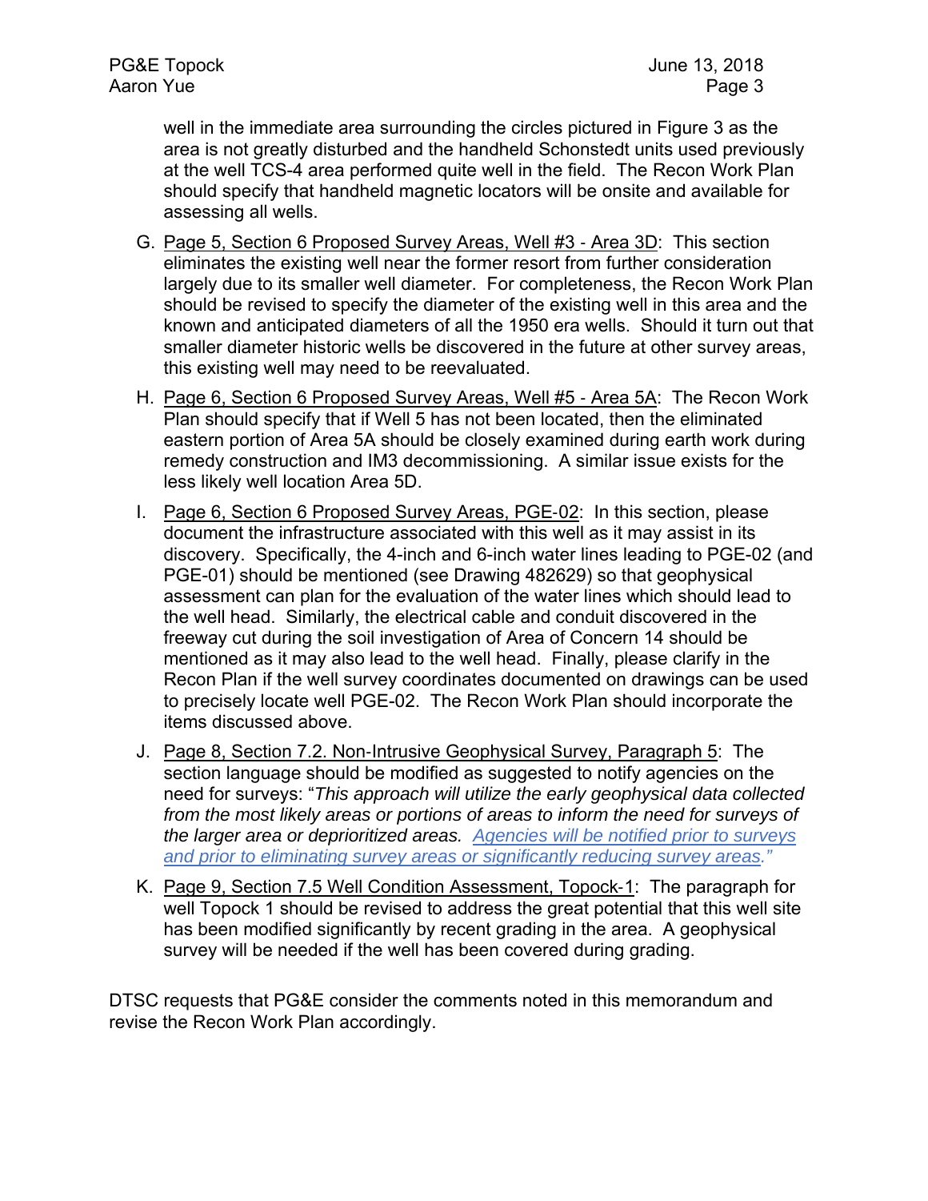well in the immediate area surrounding the circles pictured in Figure 3 as the area is not greatly disturbed and the handheld Schonstedt units used previously at the well TCS-4 area performed quite well in the field. The Recon Work Plan should specify that handheld magnetic locators will be onsite and available for assessing all wells.

G. <u>Page 5, Section 6 Proposed Survey Areas, Well #3 - Area 3D</u>: This section eliminates the existing well near the former resort from further consideration largely due to its smaller well diameter. For completeness, the Recon Work Plan should be revised to specify the diameter of the existing well in this area and the known and anticipated diameters of all the 1950 era wells. Should it turn out that smaller diameter historic wells be discovered in the future at other survey areas, this existing well may need to be reevaluated.

H. <u>Page 6, Section 6 Proposed Survey Areas, Well #5 - Area 5A</u>: The Recon Work Plan should specify that if Well 5 has not been located, then the eliminated eastern portion of Area 5A should be closely examined during earth work during remedy construction and IM3 decommissioning. A similar issue exists for the less likely well location Area 5D.

I. <u>Page 6, Section 6 Proposed Survey Areas, PGE-02</u>: In this section, please document the infrastructure associated with this well as it may assist in its discovery. Specifically, the 4-inch and 6-inch water lines leading to PGE-02 (and PGE-01) should be mentioned (see Drawing 482629) so that geophysical assessment can plan for the evaluation of the water lines which should lead to the well head. Similarly, the electrical cable and conduit discovered in the freeway cut during the soil investigation of Area of Concern 14 should be mentioned as it may also lead to the well head. Finally, please clarify in the Recon Plan if the well survey coordinates documented on drawings can be used to precisely locate well PGE-02. The Recon Work Plan should incorporate the items discussed above.

J. <u>Page 8, Section 7.2. Non-Intrusive Geophysical Survey, Paragraph 5</u>: The section language should be modified as suggested to notify agencies on the need for surveys: "*This approach will utilize the early geophysical data collected from the most likely areas or portions of areas to inform the need for surveys of the larger area or deprioritized areas.* <u>*Agencies will be notified prior to surveys and prior to eliminating survey areas or significantly reducing survey areas.*</u>"

K. <u>Page 9, Section 7.5 Well Condition Assessment, Topock-1</u>: The paragraph for well Topock 1 should be revised to address the great potential that this well site has been modified significantly by recent grading in the area. A geophysical survey will be needed if the well has been covered during grading.

DTSC requests that PG&E consider the comments noted in this memorandum and revise the Recon Work Plan accordingly.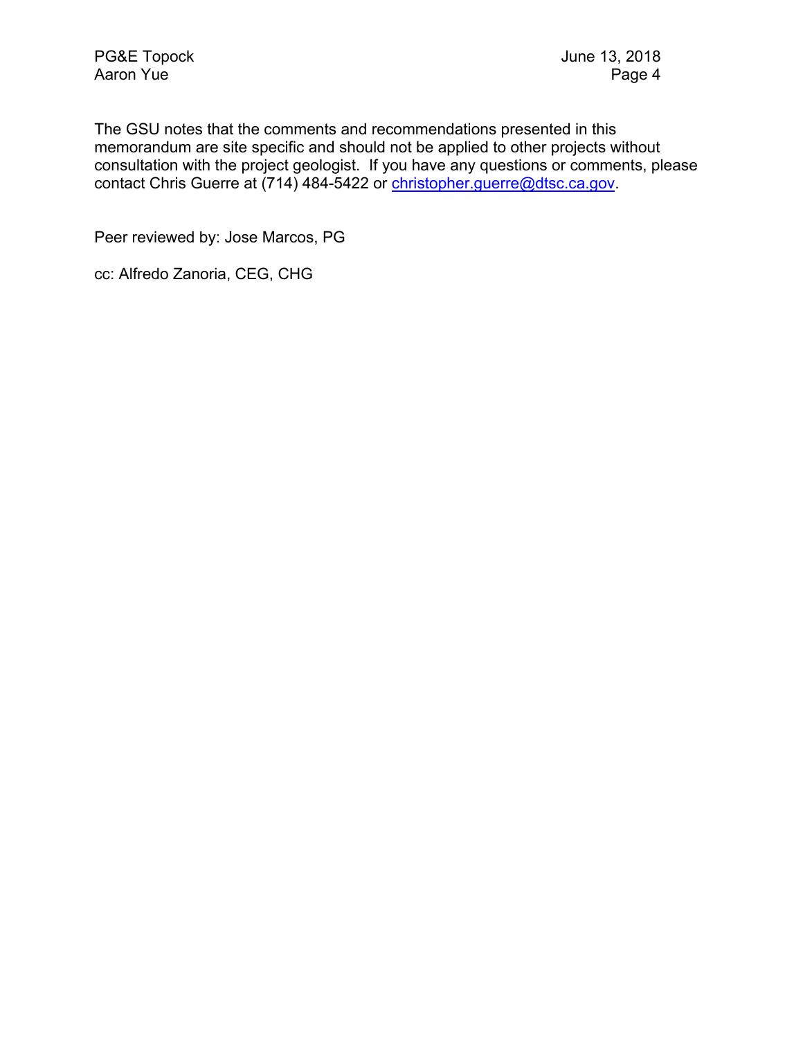The GSU notes that the comments and recommendations presented in this memorandum are site specific and should not be applied to other projects without consultation with the project geologist. If you have any questions or comments, please contact Chris Guerre at (714) 484-5422 or christopher.guerre@dtsc.ca.gov.

Peer reviewed by: Jose Marcos, PG

cc: Alfredo Zanoria, CEG, CHG